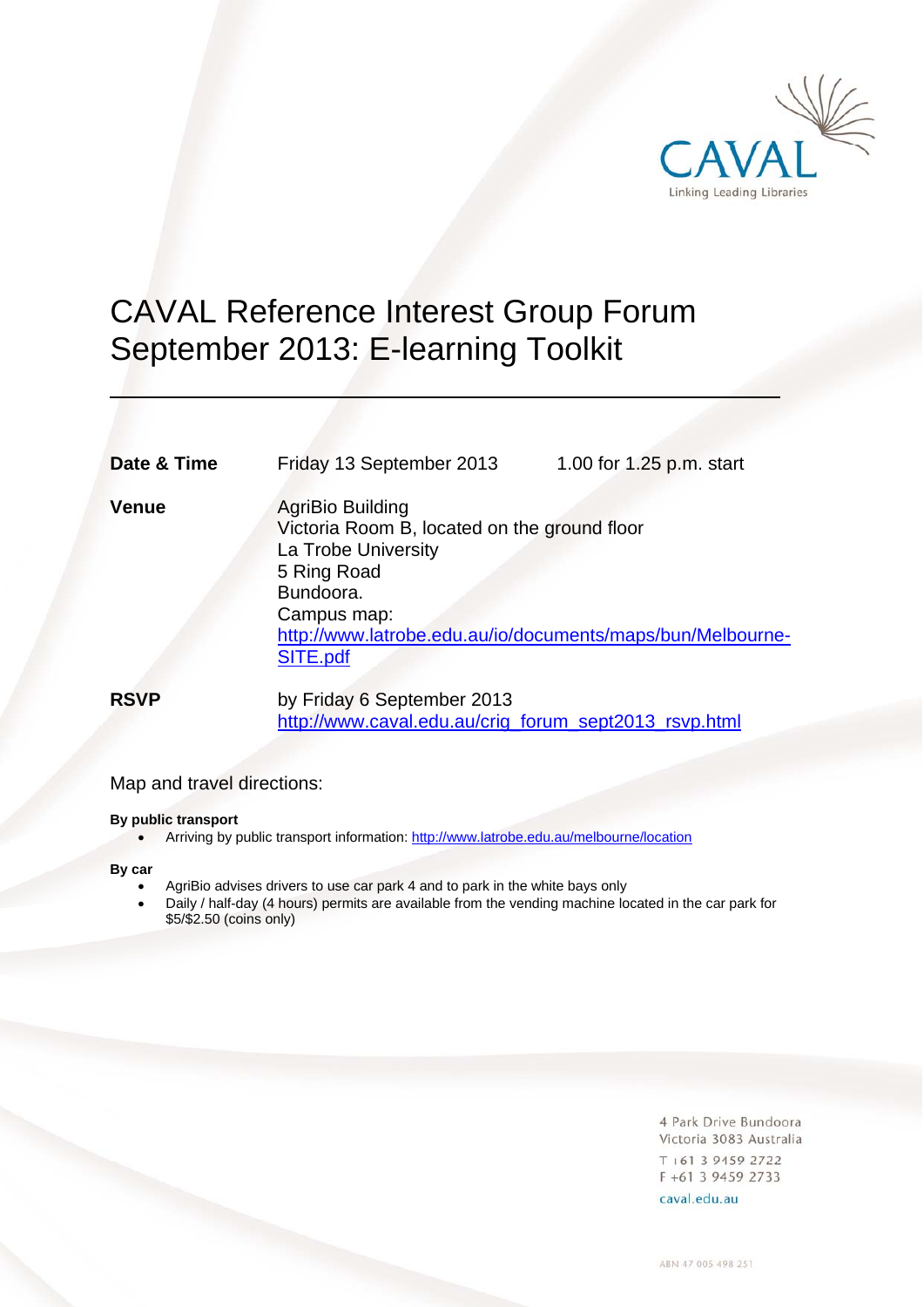CAVAL

Linking Leading Libraries

# CAVAL Reference Interest Group Forum September 2013: E-learning Toolkit

| **Date & Time** | Friday 13 September 2013 1.00 for 1.25 p.m. start |
|---|---|
| **Venue** | AgriBio Building<br>Victoria Room B, located on the ground floor<br>La Trobe University<br>5 Ring Road<br>Bundoora.<br>Campus map:<br>http://www.latrobe.edu.au/io/documents/maps/bun/Melbourne-SITE.pdf |
| **RSVP** | by Friday 6 September 2013<br>http://www.caval.edu.au/crig_forum_sept2013_rsvp.html |

Map and travel directions:

**By public transport**

- Arriving by public transport information: http://www.latrobe.edu.au/melbourne/location

**By car**

- AgriBio advises drivers to use car park 4 and to park in the white bays only
- Daily / half-day (4 hours) permits are available from the vending machine located in the car park for $5/$2.50 (coins only)

4 Park Drive Bundoora
Victoria 3083 Australia
T +61 3 9459 2722
F +61 3 9459 2733
caval.edu.au

ABN 47 005 498 251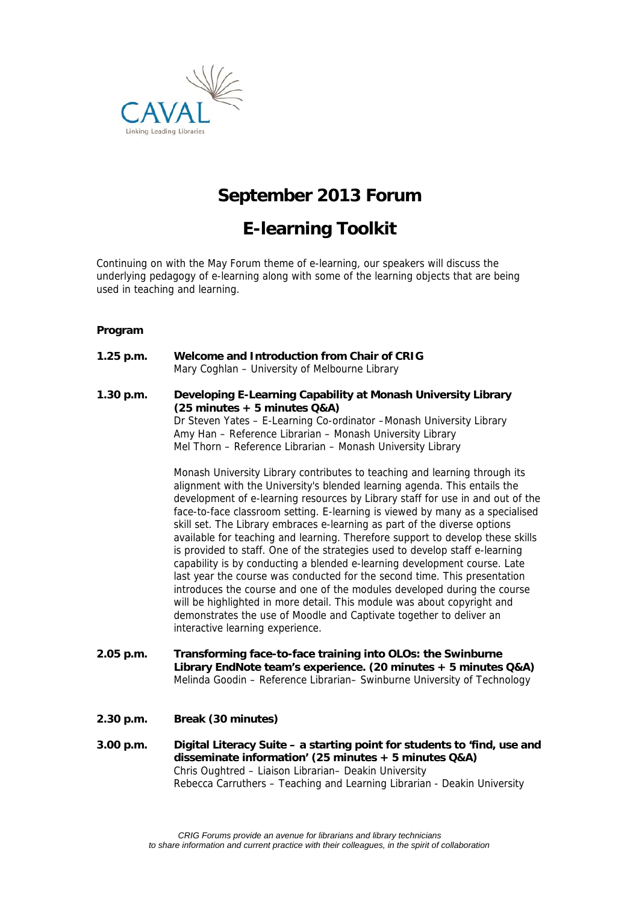# September 2013 Forum

# E-learning Toolkit

Continuing on with the May Forum theme of e-learning, our speakers will discuss the underlying pedagogy of e-learning along with some of the learning objects that are being used in teaching and learning.

**Program**

**1.25 p.m.** **Welcome and Introduction from Chair of CRIG**
Mary Coghlan – University of Melbourne Library

**1.30 p.m.** **Developing E-Learning Capability at Monash University Library (25 minutes + 5 minutes Q&A)**
Dr Steven Yates – E-Learning Co-ordinator –Monash University Library
Amy Han – Reference Librarian – Monash University Library
Mel Thorn – Reference Librarian – Monash University Library

Monash University Library contributes to teaching and learning through its alignment with the University's blended learning agenda. This entails the development of e-learning resources by Library staff for use in and out of the face-to-face classroom setting. E-learning is viewed by many as a specialised skill set. The Library embraces e-learning as part of the diverse options available for teaching and learning. Therefore support to develop these skills is provided to staff. One of the strategies used to develop staff e-learning capability is by conducting a blended e-learning development course. Late last year the course was conducted for the second time. This presentation introduces the course and one of the modules developed during the course will be highlighted in more detail. This module was about copyright and demonstrates the use of Moodle and Captivate together to deliver an interactive learning experience.

**2.05 p.m.** **Transforming face-to-face training into OLOs: the Swinburne Library EndNote team's experience. (20 minutes + 5 minutes Q&A)**
Melinda Goodin – Reference Librarian– Swinburne University of Technology

**2.30 p.m.** **Break (30 minutes)**

**3.00 p.m.** **Digital Literacy Suite – a starting point for students to 'find, use and disseminate information' (25 minutes + 5 minutes Q&A)**
Chris Oughtred – Liaison Librarian– Deakin University
Rebecca Carruthers – Teaching and Learning Librarian - Deakin University

*CRIG Forums provide an avenue for librarians and library technicians to share information and current practice with their colleagues, in the spirit of collaboration*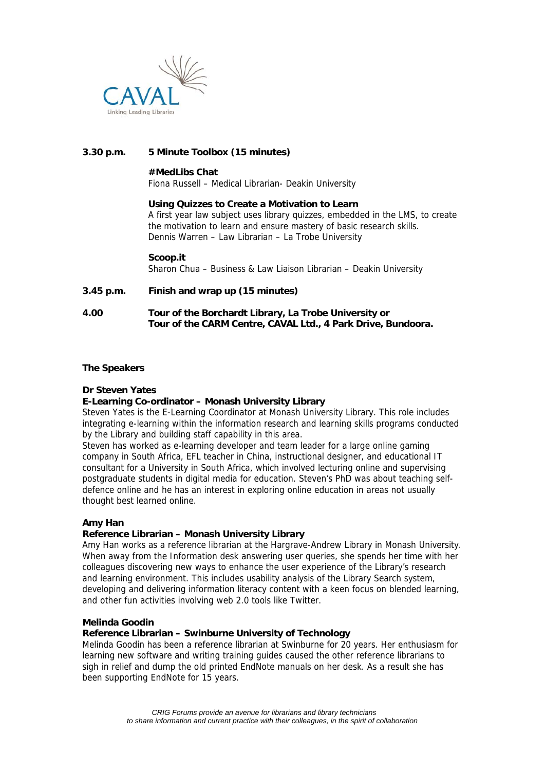| | |
|---|---|
| **3.30 p.m.** | **5 Minute Toolbox (15 minutes)** |
| | **#MedLibs Chat**<br>Fiona Russell – Medical Librarian- Deakin University |
| | **Using Quizzes to Create a Motivation to Learn**<br>A first year law subject uses library quizzes, embedded in the LMS, to create the motivation to learn and ensure mastery of basic research skills.<br>Dennis Warren – Law Librarian – La Trobe University |
| | **Scoop.it**<br>Sharon Chua – Business & Law Liaison Librarian – Deakin University |
| **3.45 p.m.** | **Finish and wrap up (15 minutes)** |
| **4.00** | **Tour of the Borchardt Library, La Trobe University or**<br>**Tour of the CARM Centre, CAVAL Ltd., 4 Park Drive, Bundoora.** |

## The Speakers

**Dr Steven Yates**
**E-Learning Co-ordinator – Monash University Library**

Steven Yates is the E-Learning Coordinator at Monash University Library. This role includes integrating e-learning within the information research and learning skills programs conducted by the Library and building staff capability in this area.

Steven has worked as e-learning developer and team leader for a large online gaming company in South Africa, EFL teacher in China, instructional designer, and educational IT consultant for a University in South Africa, which involved lecturing online and supervising postgraduate students in digital media for education. Steven's PhD was about teaching self-defence online and he has an interest in exploring online education in areas not usually thought best learned online.

**Amy Han**
**Reference Librarian – Monash University Library**

Amy Han works as a reference librarian at the Hargrave-Andrew Library in Monash University. When away from the Information desk answering user queries, she spends her time with her colleagues discovering new ways to enhance the user experience of the Library's research and learning environment. This includes usability analysis of the Library Search system, developing and delivering information literacy content with a keen focus on blended learning, and other fun activities involving web 2.0 tools like Twitter.

**Melinda Goodin**
**Reference Librarian – Swinburne University of Technology**

Melinda Goodin has been a reference librarian at Swinburne for 20 years. Her enthusiasm for learning new software and writing training guides caused the other reference librarians to sigh in relief and dump the old printed EndNote manuals on her desk. As a result she has been supporting EndNote for 15 years.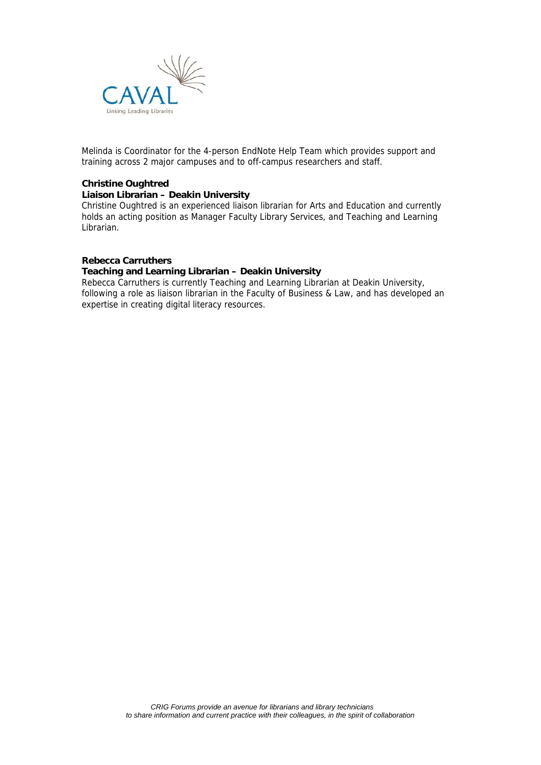Melinda is Coordinator for the 4-person EndNote Help Team which provides support and training across 2 major campuses and to off-campus researchers and staff.

**Christine Oughtred**
**Liaison Librarian – Deakin University**
Christine Oughtred is an experienced liaison librarian for Arts and Education and currently holds an acting position as Manager Faculty Library Services, and Teaching and Learning Librarian.

**Rebecca Carruthers**
**Teaching and Learning Librarian – Deakin University**
Rebecca Carruthers is currently Teaching and Learning Librarian at Deakin University, following a role as liaison librarian in the Faculty of Business & Law, and has developed an expertise in creating digital literacy resources.